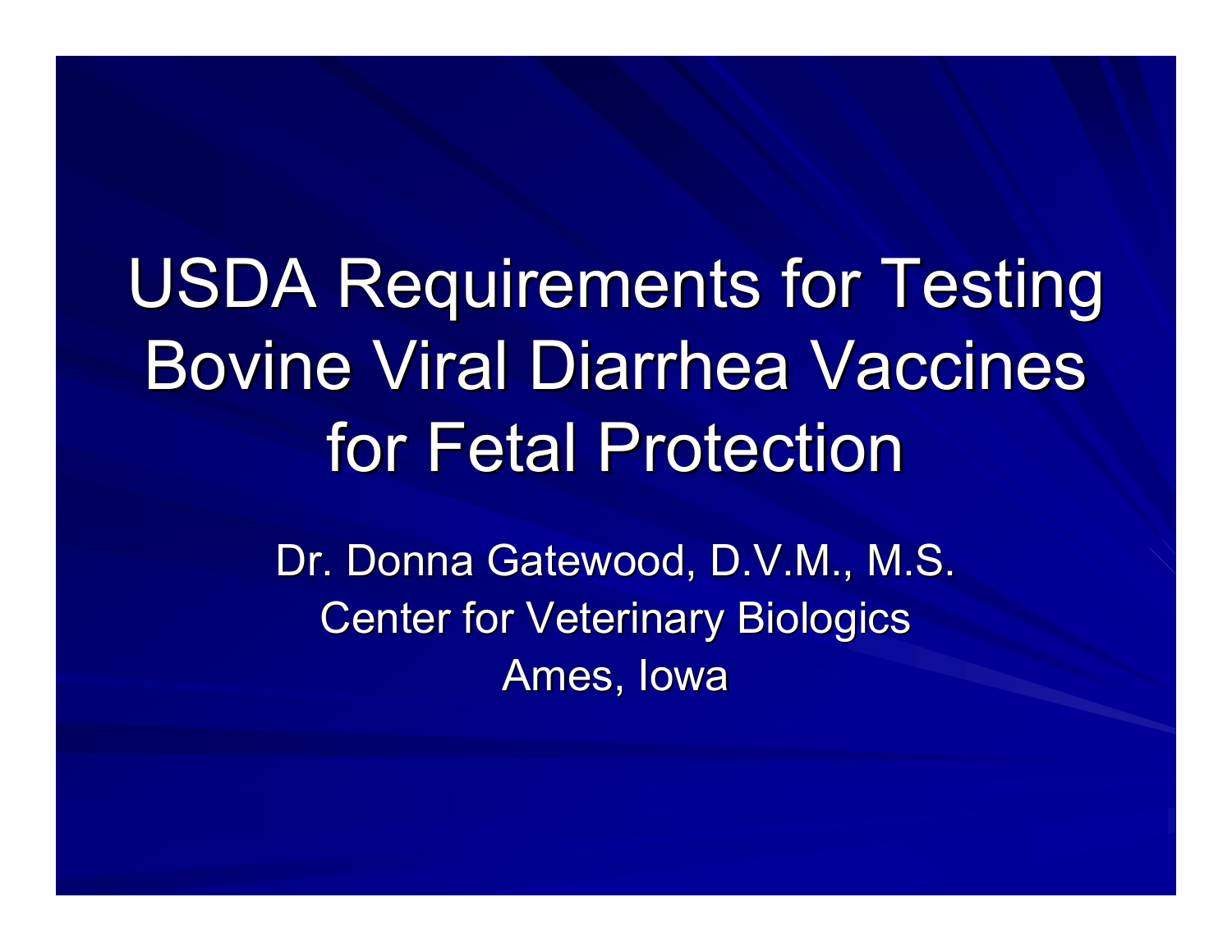# USDA Requirements for Testing Bovine Viral Diarrhea Vaccines for Fetal Protection

Dr. Donna Gatewood, D.V.M., M.S.

Center for Veterinary Biologics

Ames, Iowa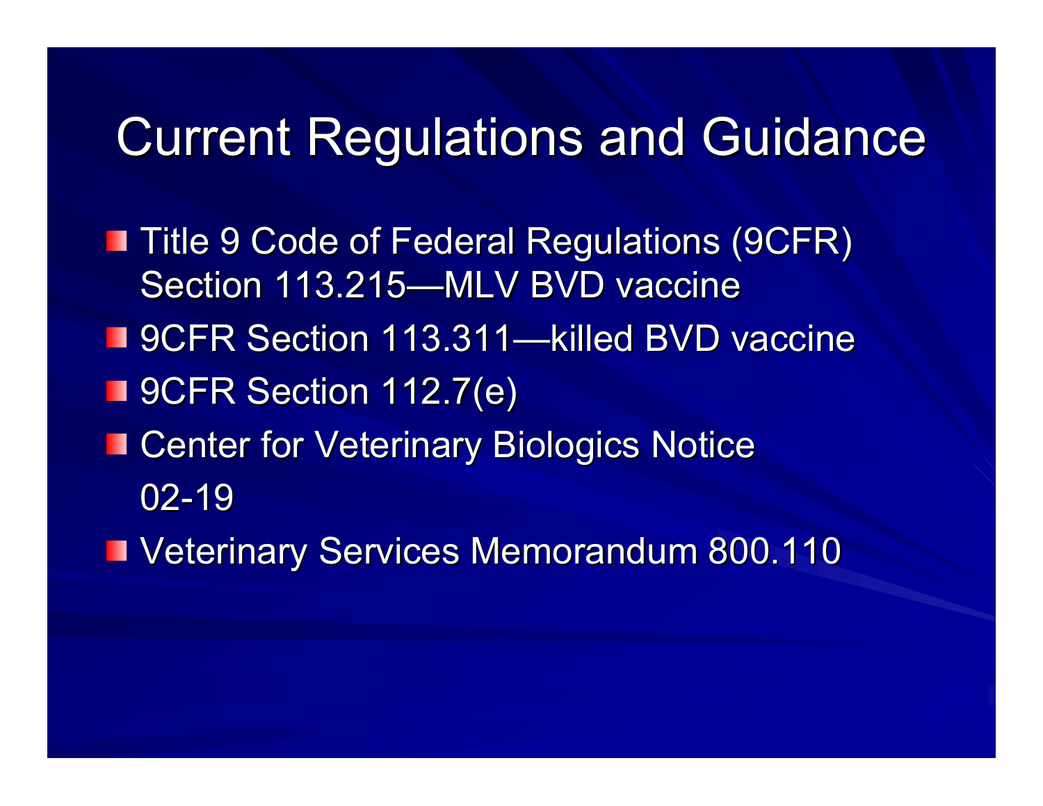# Current Regulations and Guidance

- Title 9 Code of Federal Regulations (9CFR) Section 113.215—MLV BVD vaccine
- 9CFR Section 113.311—killed BVD vaccine
- 9CFR Section 112.7(e)
- Center for Veterinary Biologics Notice 02-19
- Veterinary Services Memorandum 800.110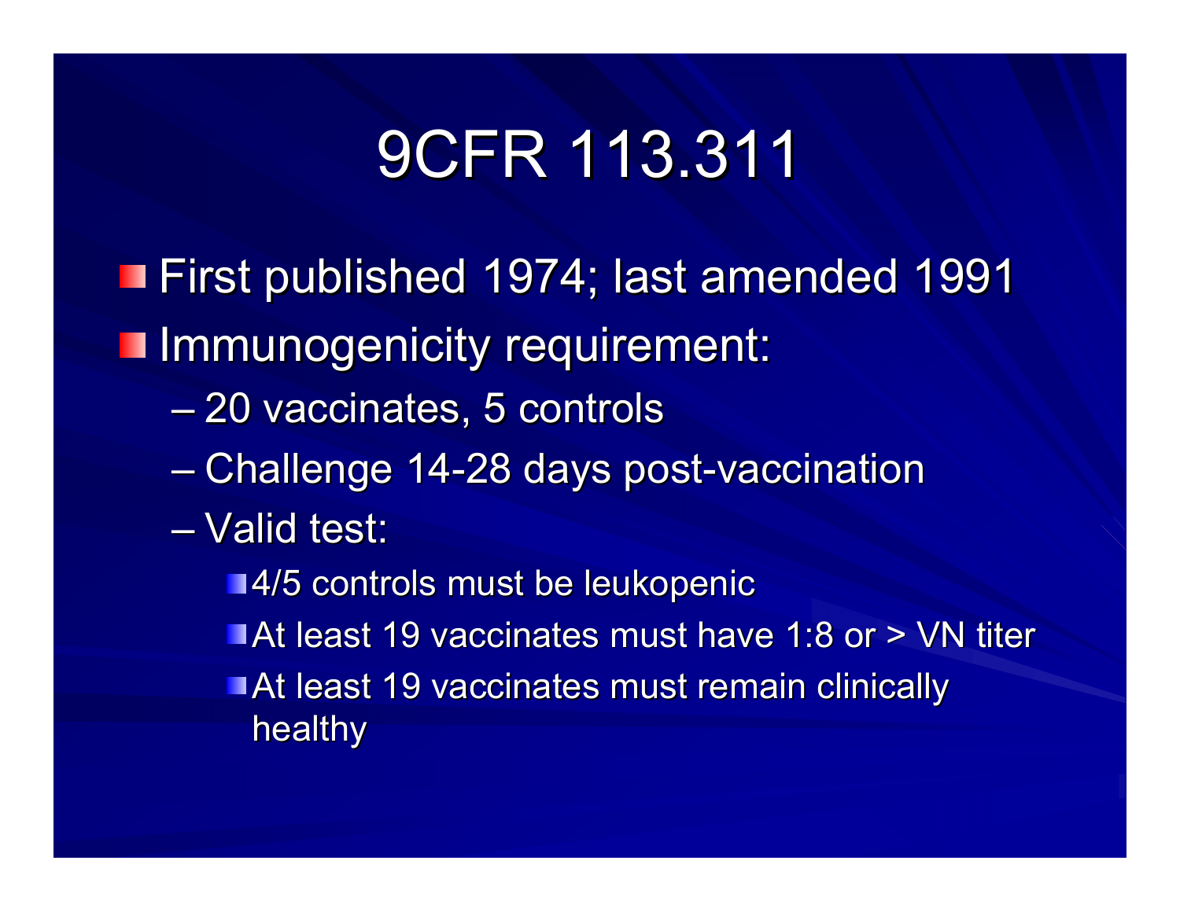# 9CFR 113.311

- First published 1974; last amended 1991
- Immunogenicity requirement:
  - 20 vaccinates, 5 controls
  - Challenge 14-28 days post-vaccination
  - Valid test:
    - 4/5 controls must be leukopenic
    - At least 19 vaccinates must have 1:8 or > VN titer
    - At least 19 vaccinates must remain clinically healthy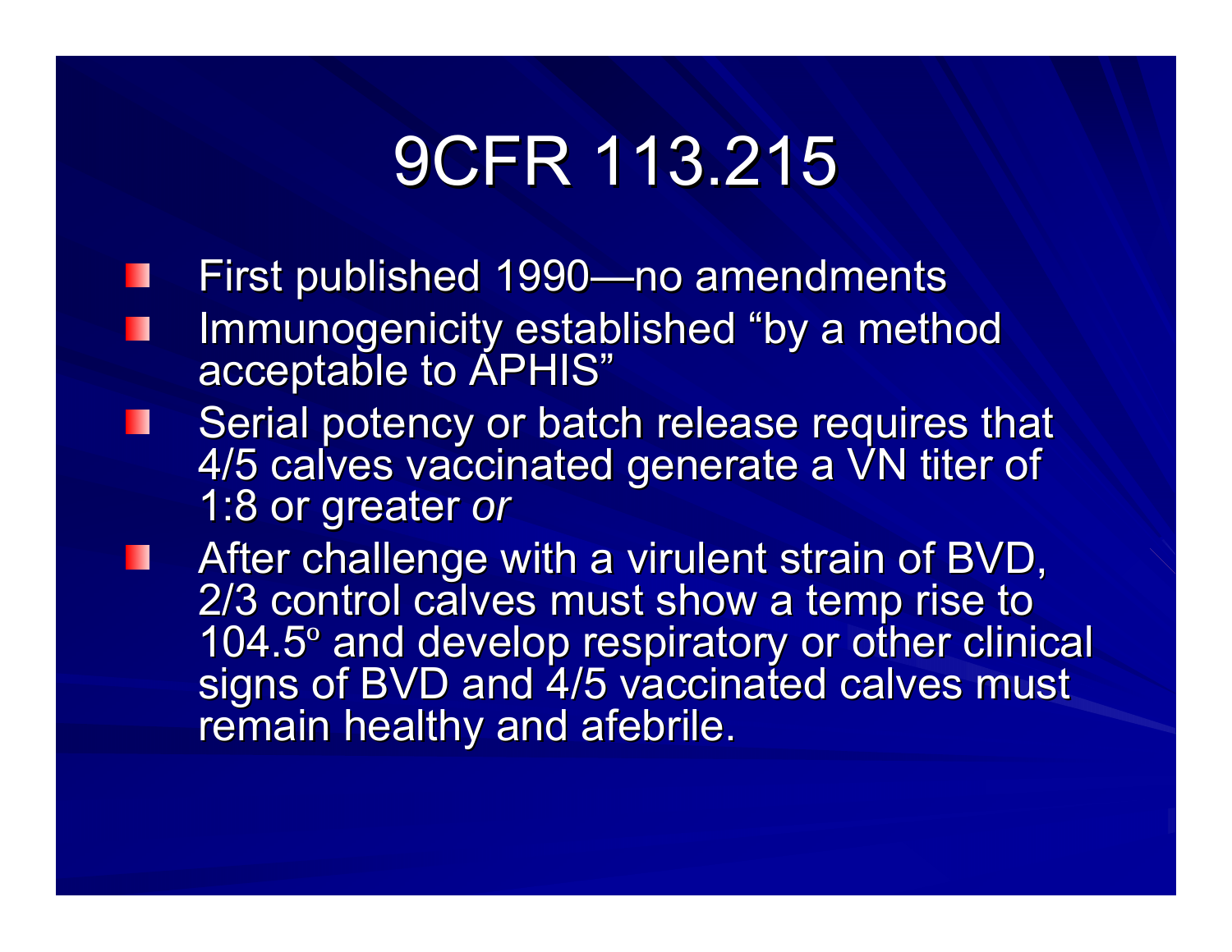# 9CFR 113.215

- First published 1990—no amendments
- Immunogenicity established "by a method acceptable to APHIS"
- Serial potency or batch release requires that 4/5 calves vaccinated generate a VN titer of 1:8 or greater *or*
- After challenge with a virulent strain of BVD, 2/3 control calves must show a temp rise to 104.5$^{o}$ and develop respiratory or other clinical signs of BVD and 4/5 vaccinated calves must remain healthy and afebrile.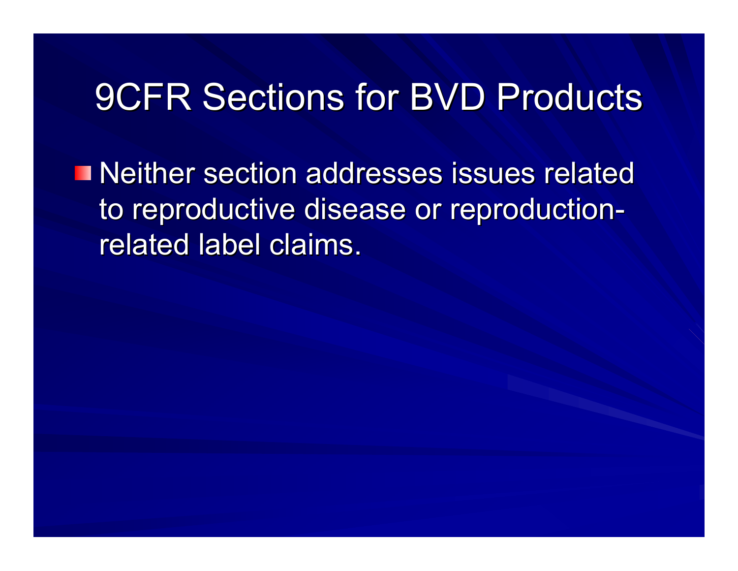# 9CFR Sections for BVD Products

- Neither section addresses issues related to reproductive disease or reproduction-related label claims.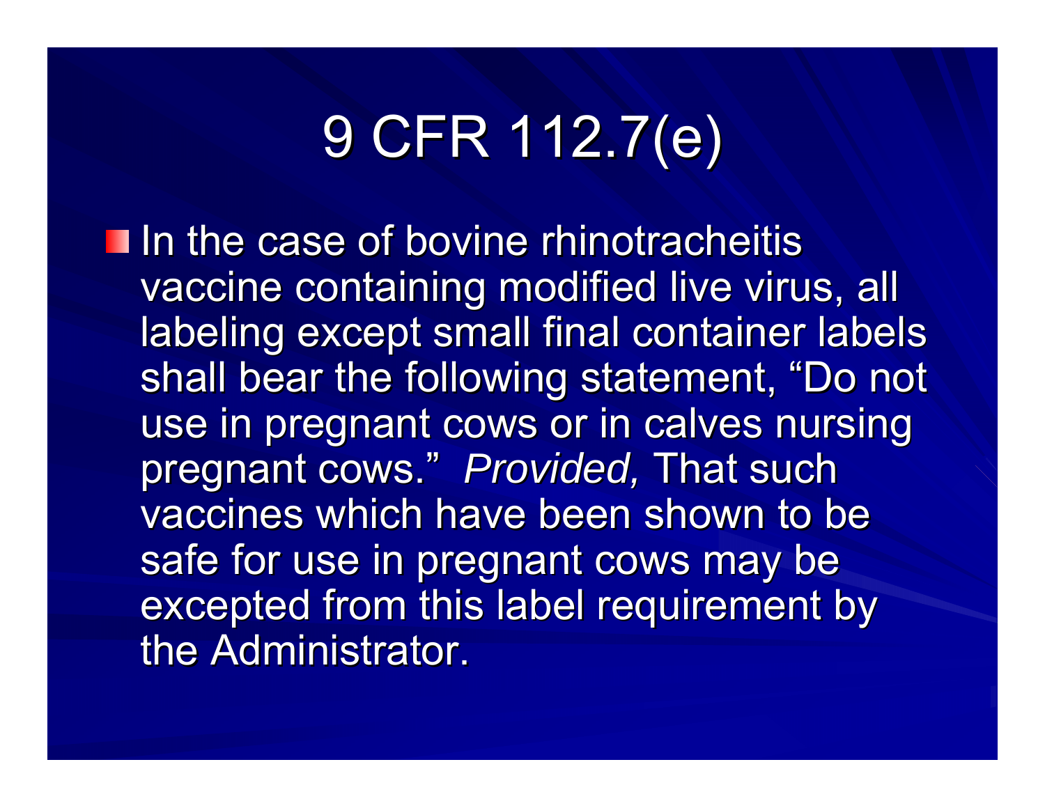# 9 CFR 112.7(e)

- In the case of bovine rhinotracheitis vaccine containing modified live virus, all labeling except small final container labels shall bear the following statement, “Do not use in pregnant cows or in calves nursing pregnant cows.” *Provided,* That such vaccines which have been shown to be safe for use in pregnant cows may be excepted from this label requirement by the Administrator.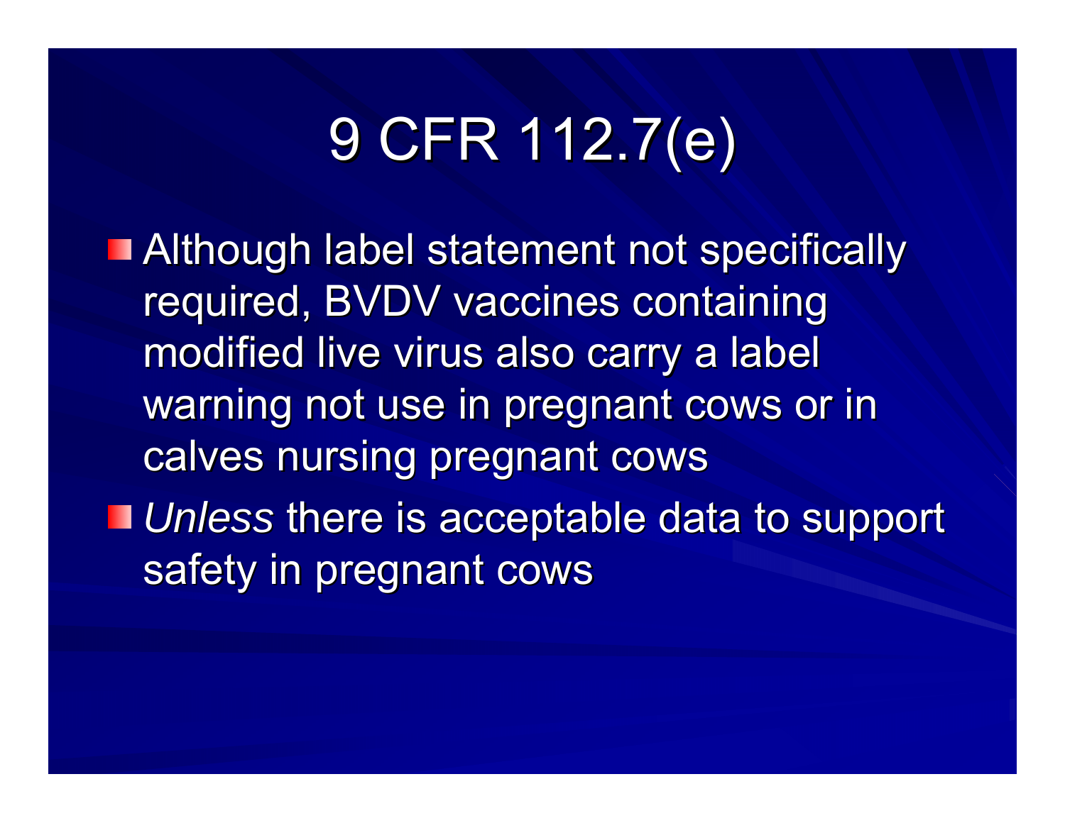# 9 CFR 112.7(e)

- Although label statement not specifically required, BVDV vaccines containing modified live virus also carry a label warning not use in pregnant cows or in calves nursing pregnant cows
- *Unless* there is acceptable data to support safety in pregnant cows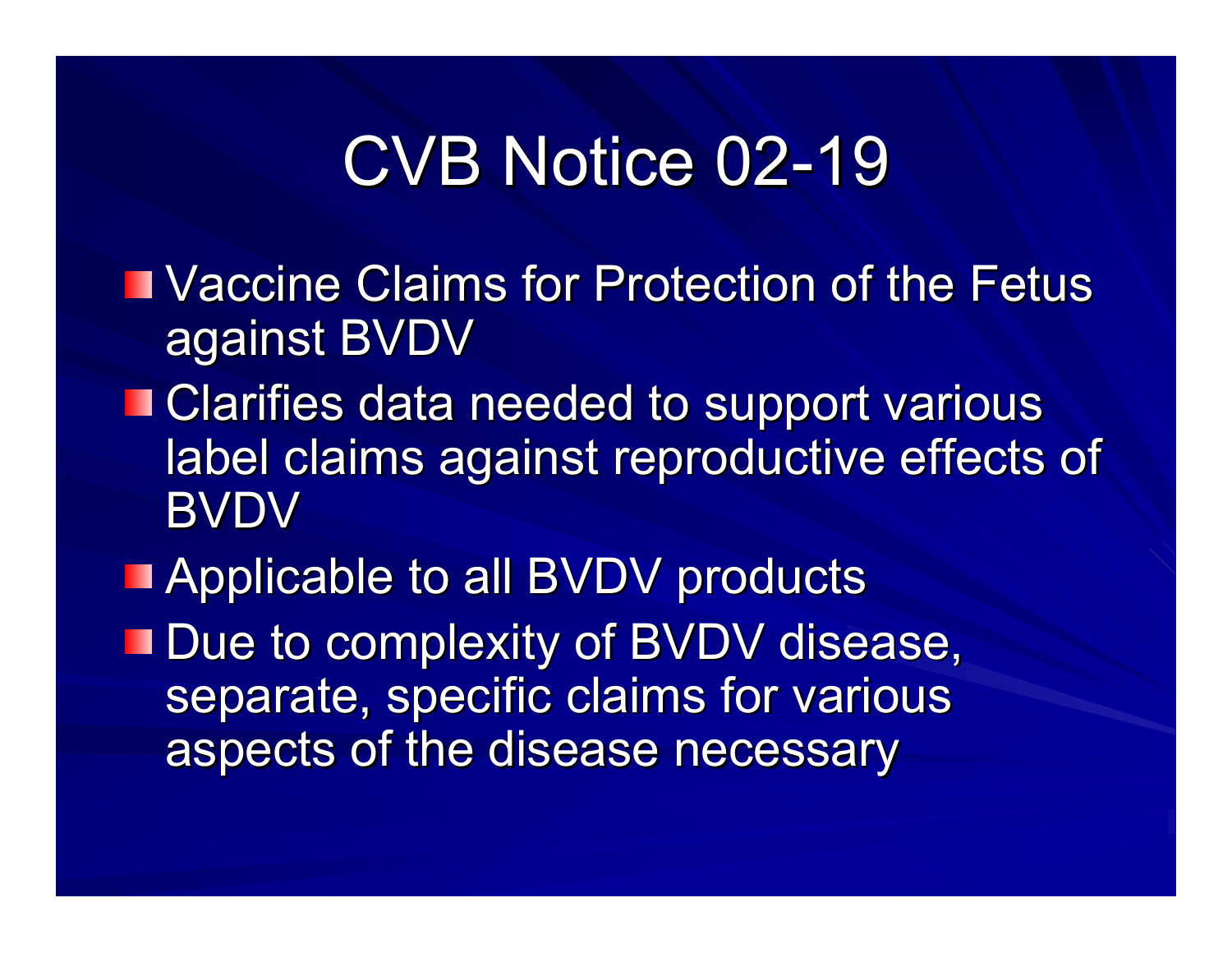# CVB Notice 02-19

- Vaccine Claims for Protection of the Fetus against BVDV
- Clarifies data needed to support various label claims against reproductive effects of BVDV
- Applicable to all BVDV products
- Due to complexity of BVDV disease, separate, specific claims for various aspects of the disease necessary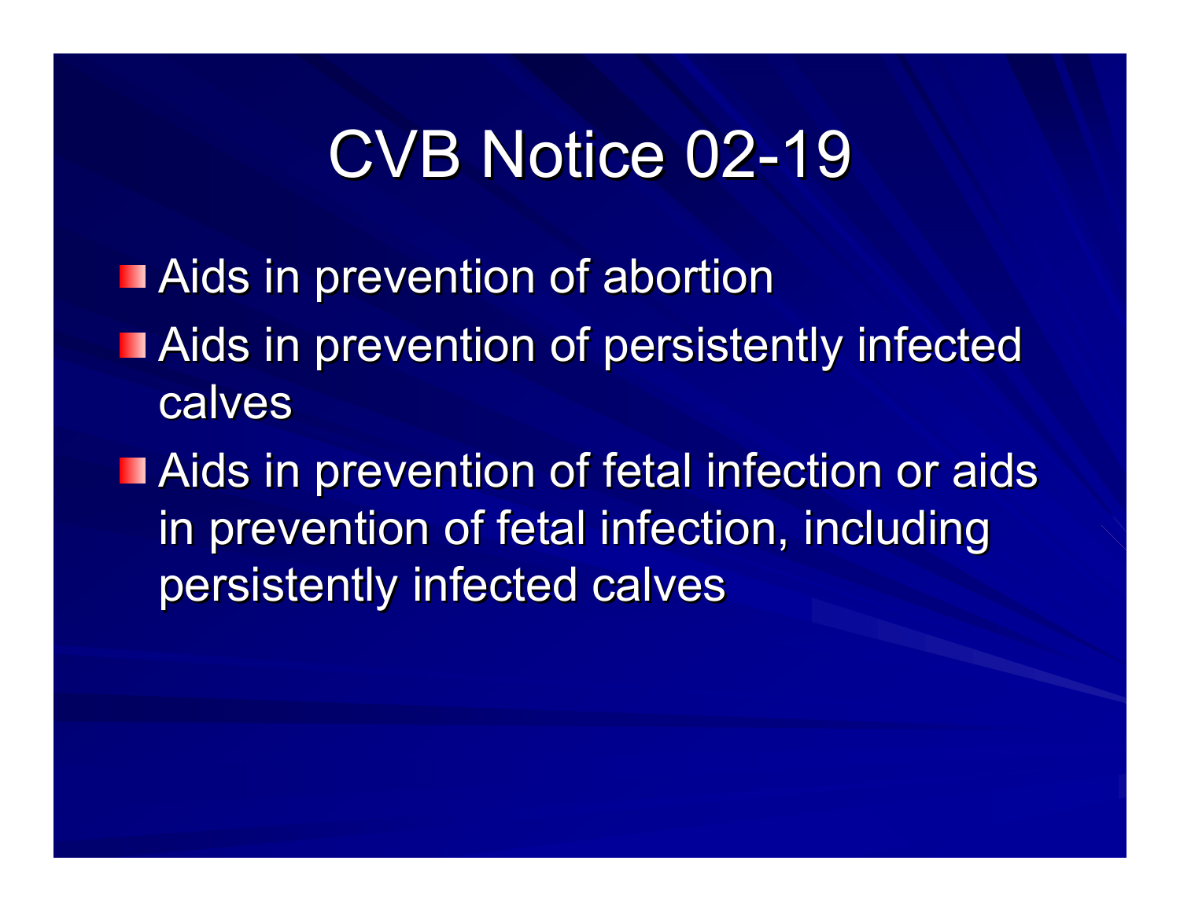# CVB Notice 02-19

- Aids in prevention of abortion
- Aids in prevention of persistently infected calves
- Aids in prevention of fetal infection or aids in prevention of fetal infection, including persistently infected calves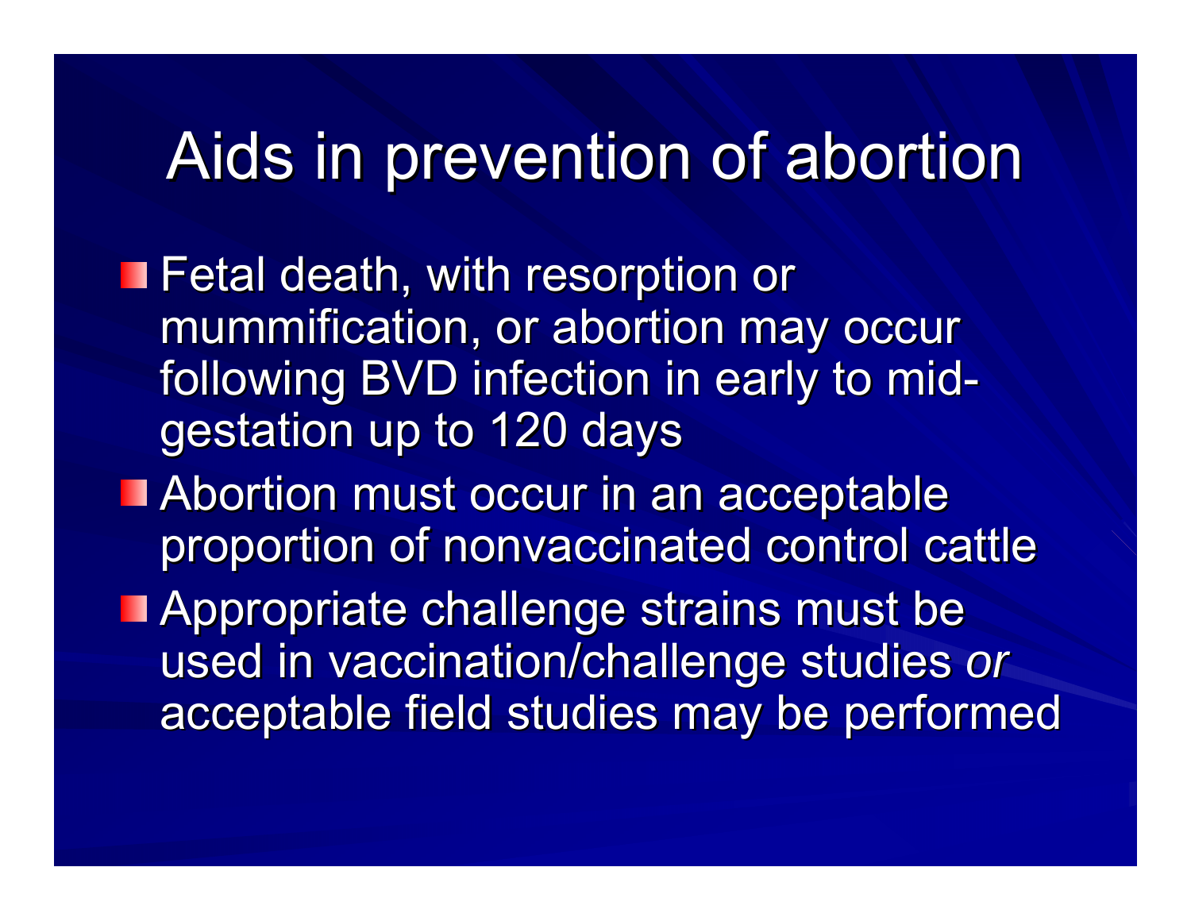# Aids in prevention of abortion

- Fetal death, with resorption or mummification, or abortion may occur following BVD infection in early to mid-gestation up to 120 days
- Abortion must occur in an acceptable proportion of nonvaccinated control cattle
- Appropriate challenge strains must be used in vaccination/challenge studies *or* acceptable field studies may be performed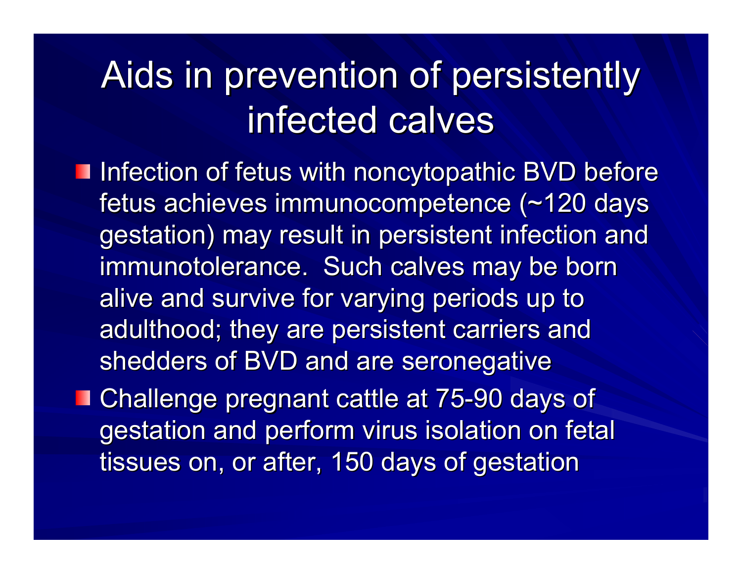# Aids in prevention of persistently infected calves

- Infection of fetus with noncytopathic BVD before fetus achieves immunocompetence (~120 days gestation) may result in persistent infection and immunotolerance. Such calves may be born alive and survive for varying periods up to adulthood; they are persistent carriers and shedders of BVD and are seronegative
- Challenge pregnant cattle at 75-90 days of gestation and perform virus isolation on fetal tissues on, or after, 150 days of gestation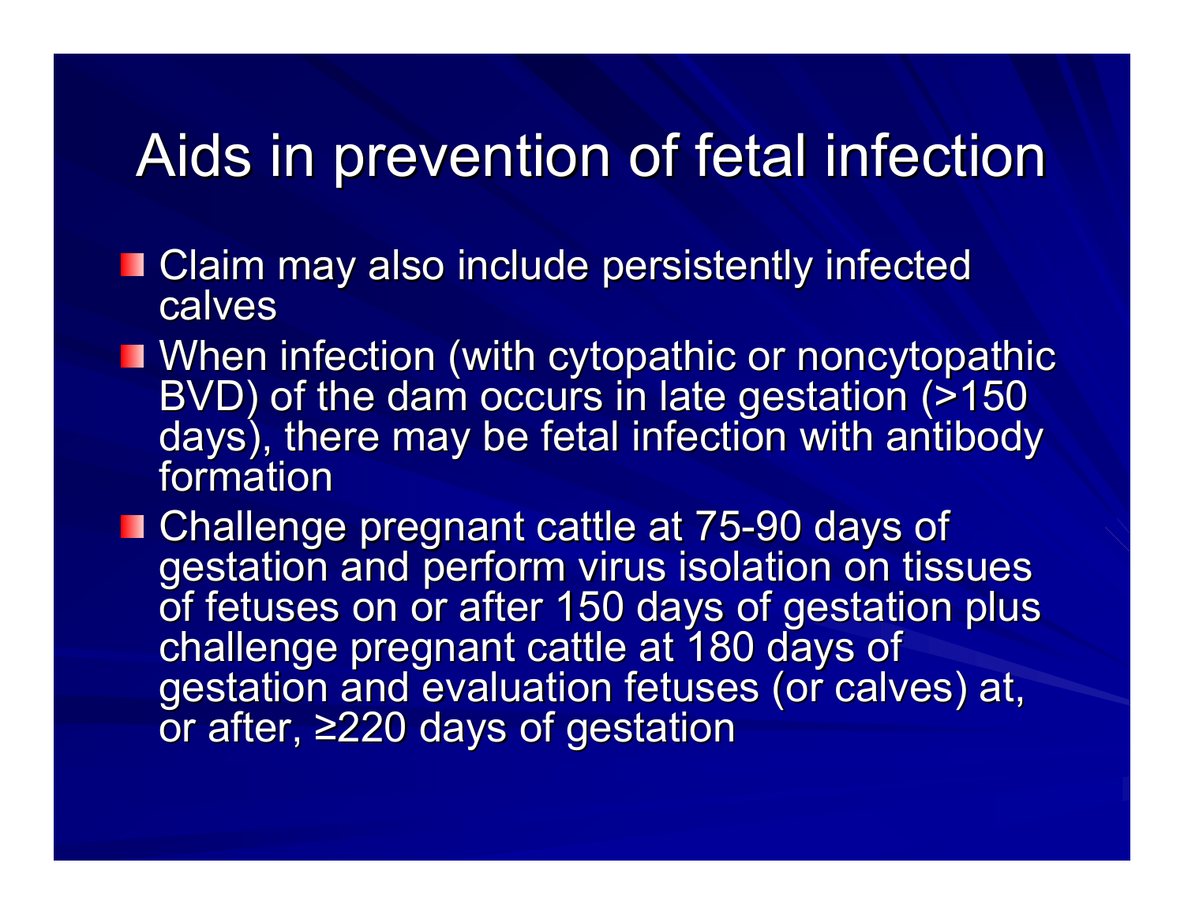# Aids in prevention of fetal infection

- Claim may also include persistently infected calves
- When infection (with cytopathic or noncytopathic BVD) of the dam occurs in late gestation (>150 days), there may be fetal infection with antibody formation
- Challenge pregnant cattle at 75-90 days of gestation and perform virus isolation on tissues of fetuses on or after 150 days of gestation plus challenge pregnant cattle at 180 days of gestation and evaluation fetuses (or calves) at, or after, ≥220 days of gestation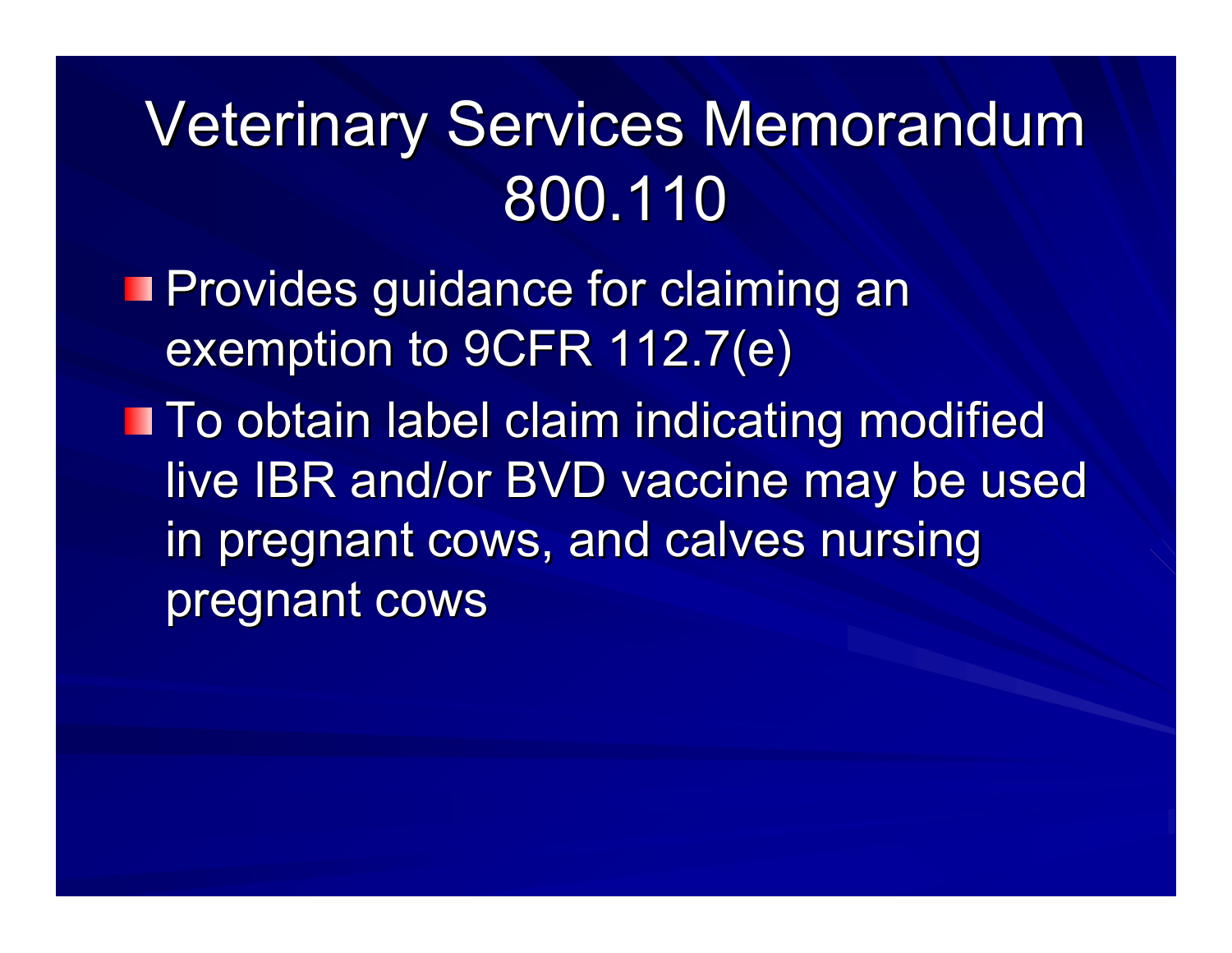# Veterinary Services Memorandum 800.110

- Provides guidance for claiming an exemption to 9CFR 112.7(e)
- To obtain label claim indicating modified live IBR and/or BVD vaccine may be used in pregnant cows, and calves nursing pregnant cows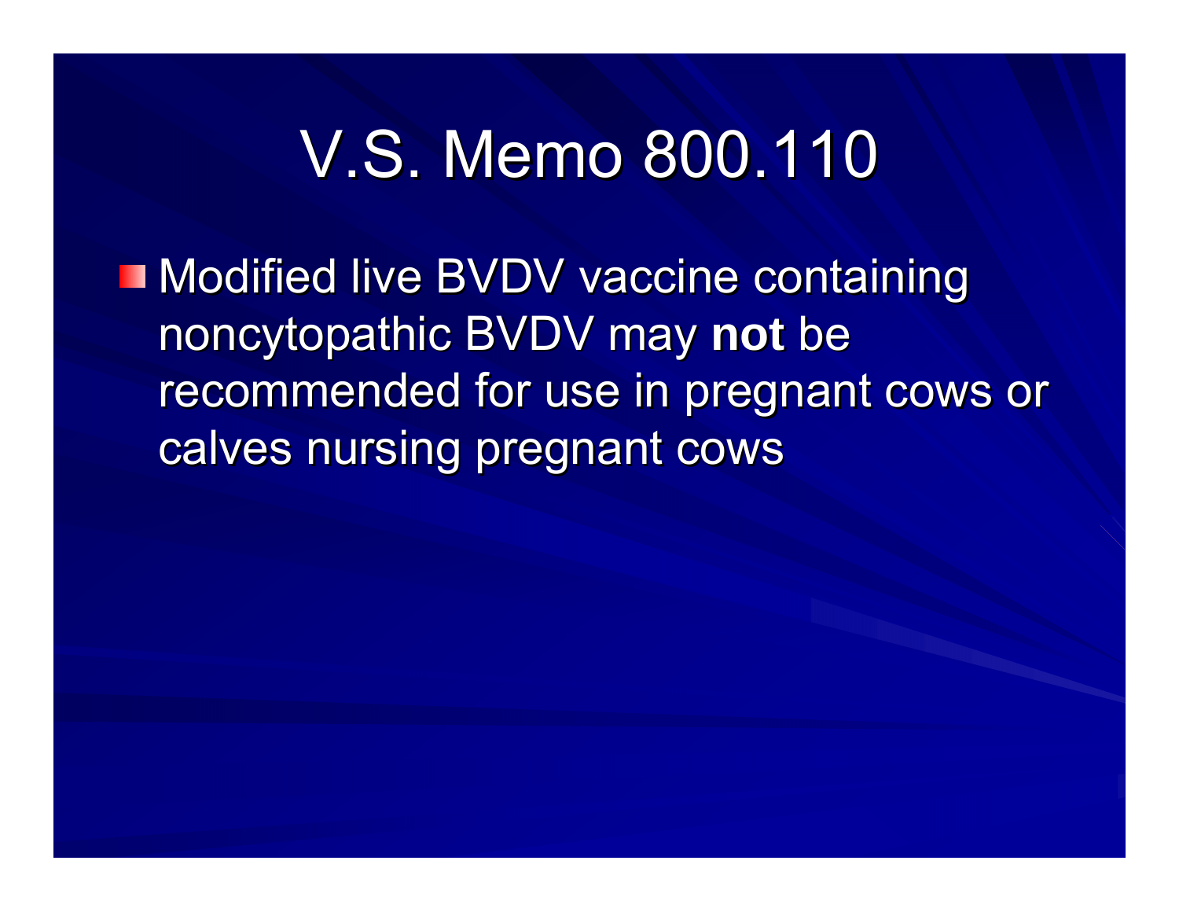# V.S. Memo 800.110

- Modified live BVDV vaccine containing noncytopathic BVDV may **not** be recommended for use in pregnant cows or calves nursing pregnant cows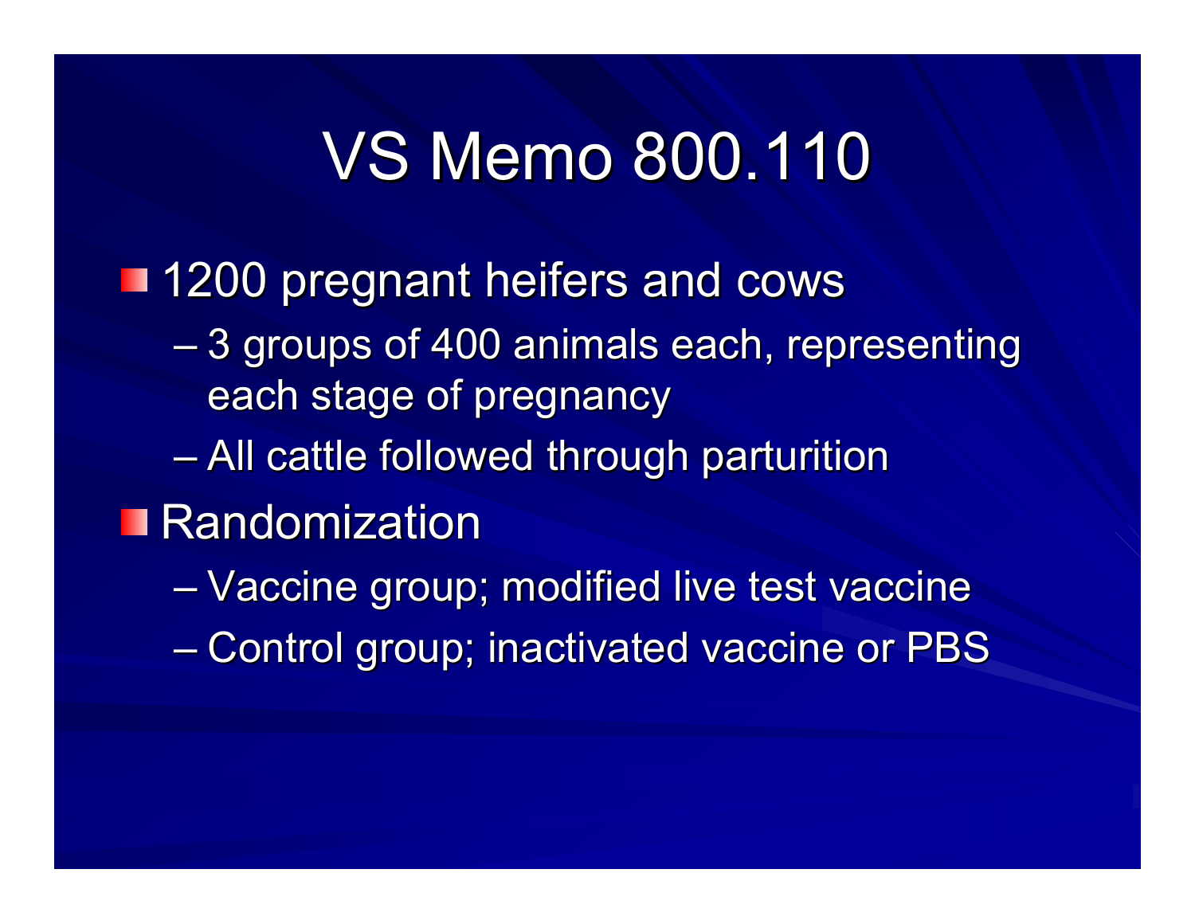# VS Memo 800.110

- 1200 pregnant heifers and cows
  - 3 groups of 400 animals each, representing each stage of pregnancy
  - All cattle followed through parturition
- Randomization
  - Vaccine group; modified live test vaccine
  - Control group; inactivated vaccine or PBS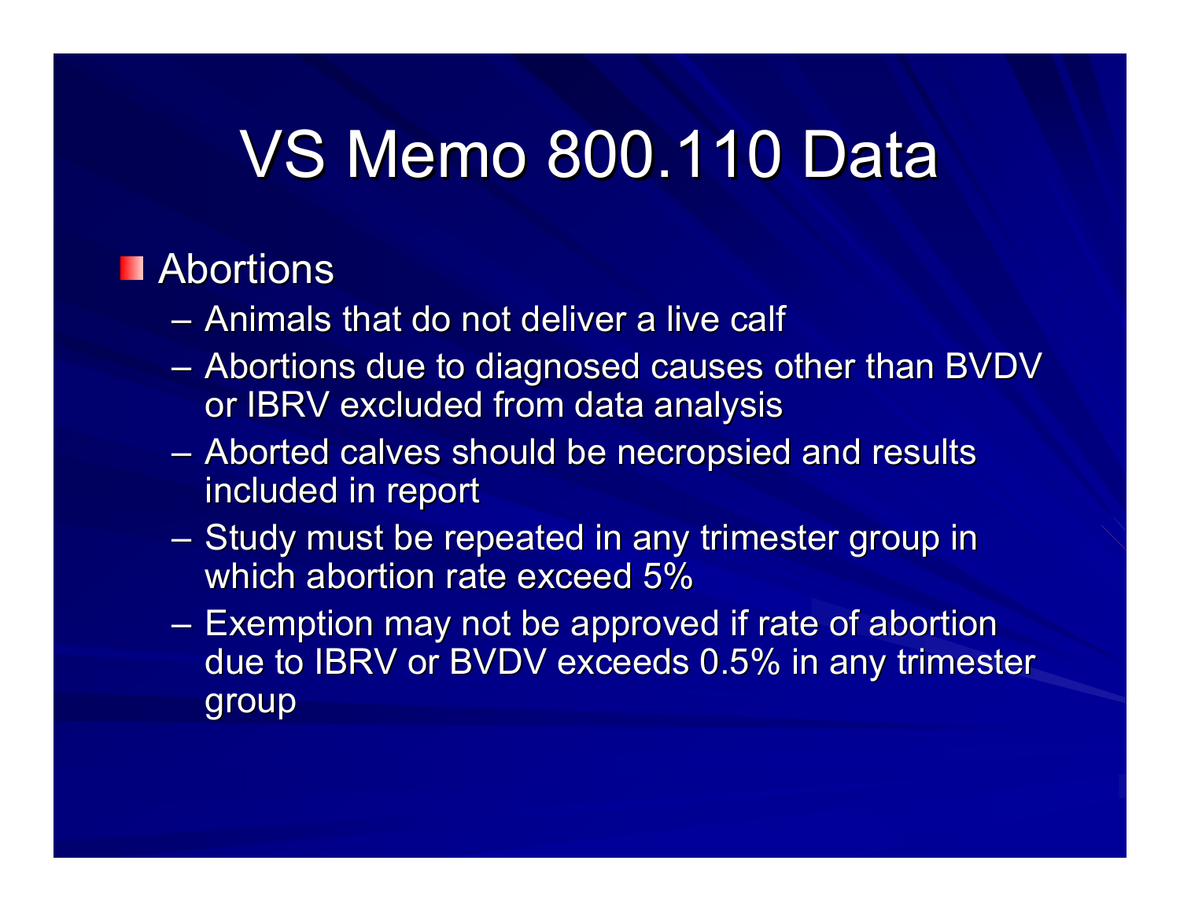# VS Memo 800.110 Data

- Abortions
  - Animals that do not deliver a live calf
  - Abortions due to diagnosed causes other than BVDV or IBRV excluded from data analysis
  - Aborted calves should be necropsied and results included in report
  - Study must be repeated in any trimester group in which abortion rate exceed 5%
  - Exemption may not be approved if rate of abortion due to IBRV or BVDV exceeds 0.5% in any trimester group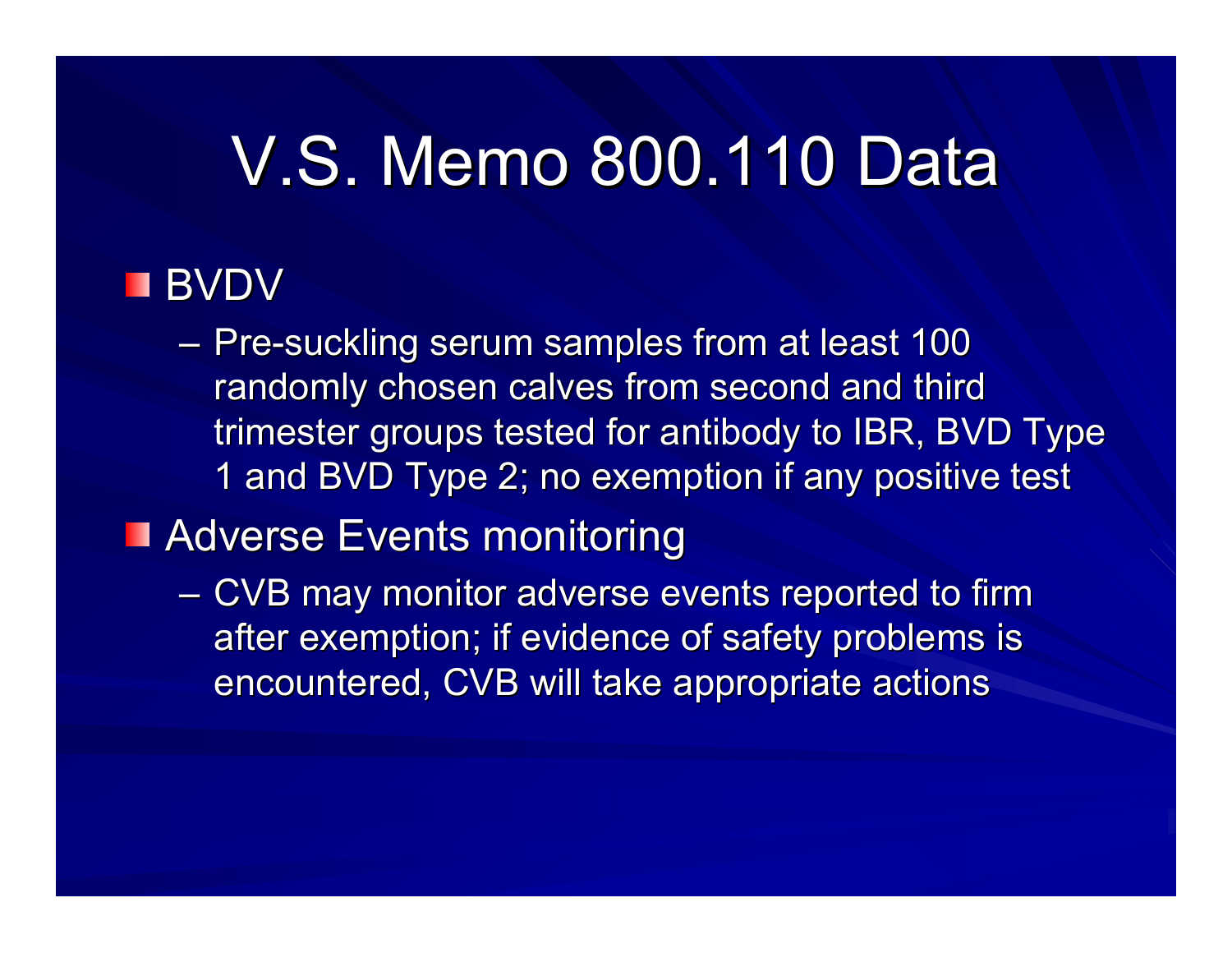# V.S. Memo 800.110 Data

- BVDV
  - Pre-suckling serum samples from at least 100 randomly chosen calves from second and third trimester groups tested for antibody to IBR, BVD Type 1 and BVD Type 2; no exemption if any positive test
- Adverse Events monitoring
  - CVB may monitor adverse events reported to firm after exemption; if evidence of safety problems is encountered, CVB will take appropriate actions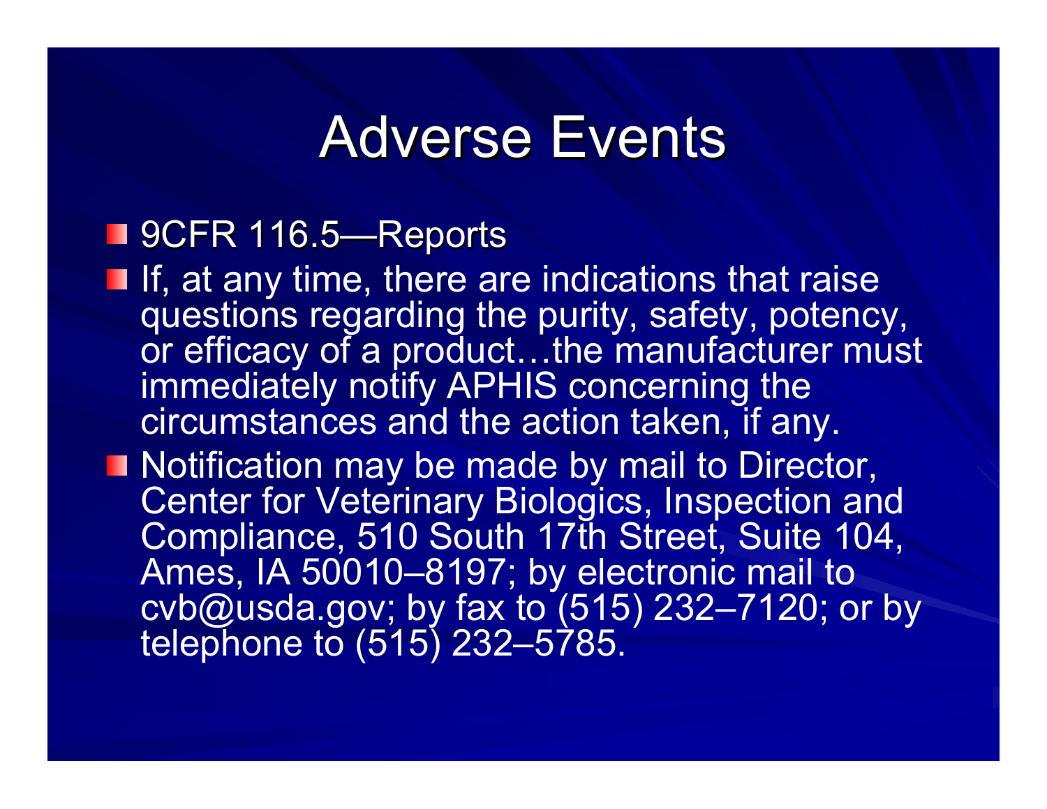# Adverse Events

- 9CFR 116.5—Reports
- If, at any time, there are indications that raise questions regarding the purity, safety, potency, or efficacy of a product…the manufacturer must immediately notify APHIS concerning the circumstances and the action taken, if any.
- Notification may be made by mail to Director, Center for Veterinary Biologics, Inspection and Compliance, 510 South 17th Street, Suite 104, Ames, IA 50010–8197; by electronic mail to cvb@usda.gov; by fax to (515) 232–7120; or by telephone to (515) 232–5785.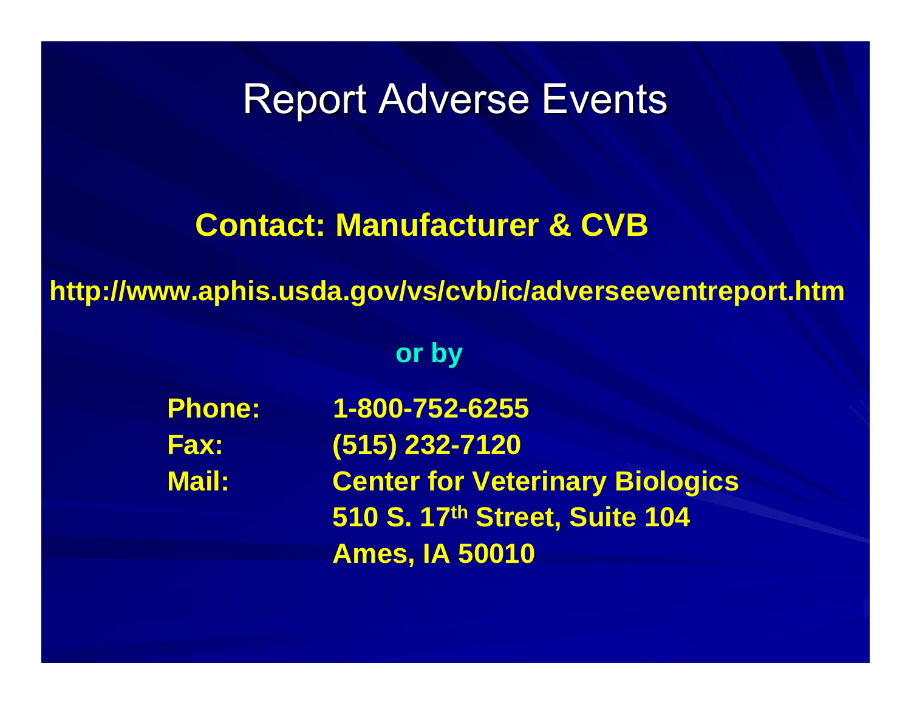# Report Adverse Events

**Contact: Manufacturer & CVB**

**http://www.aphis.usda.gov/vs/cvb/ic/adverseeventreport.htm**

**or by**

| | |
|---|---|
| **Phone:** | **1-800-752-6255** |
| **Fax:** | **(515) 232-7120** |
| **Mail:** | **Center for Veterinary Biologics** |
| | **510 S. 17th Street, Suite 104** |
| | **Ames, IA 50010** |